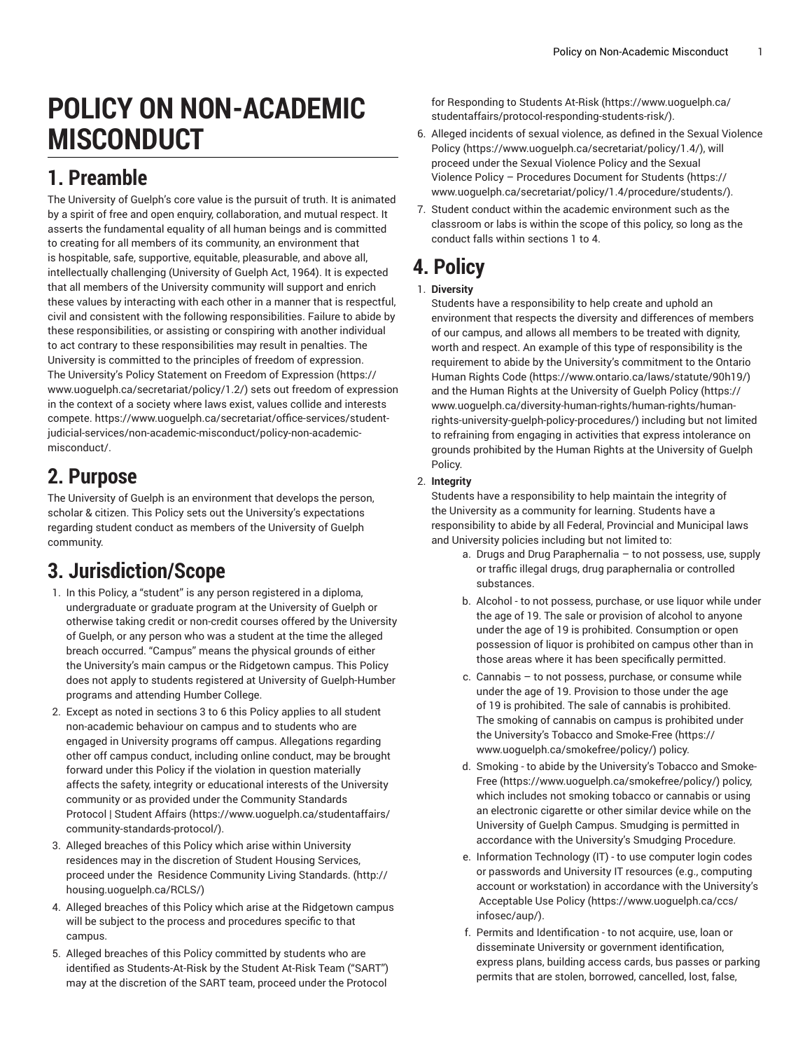# POLICY ON NON-ACADEMIC MISCONDUCT

## 1. Preamble

The University of Guelph's core value is the pursuit of truth. It is animated by a spirit of free and open enquiry, collaboration, and mutual respect. It asserts the fundamental equality of all human beings and is committed to creating for all members of its community, an environment that is hospitable, safe, supportive, equitable, pleasurable, and above all, intellectually challenging (University of Guelph Act, 1964). It is expected that all members of the University community will support and enrich these values by interacting with each other in a manner that is respectful, civil and consistent with the following responsibilities. Failure to abide by these responsibilities, or assisting or conspiring with another individual to act contrary to these responsibilities may result in penalties. The University is committed to the principles of freedom of expression. The University's Policy Statement on Freedom of Expression (https://www.uoguelph.ca/secretariat/policy/1.2/) sets out freedom of expression in the context of a society where laws exist, values collide and interests compete. https://www.uoguelph.ca/secretariat/office-services/student-judicial-services/non-academic-misconduct/policy-non-academic-misconduct/.

## 2. Purpose

The University of Guelph is an environment that develops the person, scholar & citizen. This Policy sets out the University's expectations regarding student conduct as members of the University of Guelph community.

## 3. Jurisdiction/Scope

1. In this Policy, a "student" is any person registered in a diploma, undergraduate or graduate program at the University of Guelph or otherwise taking credit or non-credit courses offered by the University of Guelph, or any person who was a student at the time the alleged breach occurred. "Campus" means the physical grounds of either the University's main campus or the Ridgetown campus. This Policy does not apply to students registered at University of Guelph-Humber programs and attending Humber College.
2. Except as noted in sections 3 to 6 this Policy applies to all student non-academic behaviour on campus and to students who are engaged in University programs off campus. Allegations regarding other off campus conduct, including online conduct, may be brought forward under this Policy if the violation in question materially affects the safety, integrity or educational interests of the University community or as provided under the Community Standards Protocol | Student Affairs (https://www.uoguelph.ca/studentaffairs/community-standards-protocol/).
3. Alleged breaches of this Policy which arise within University residences may in the discretion of Student Housing Services, proceed under the Residence Community Living Standards. (http://housing.uoguelph.ca/RCLS/)
4. Alleged breaches of this Policy which arise at the Ridgetown campus will be subject to the process and procedures specific to that campus.
5. Alleged breaches of this Policy committed by students who are identified as Students-At-Risk by the Student At-Risk Team ("SART") may at the discretion of the SART team, proceed under the Protocol for Responding to Students At-Risk (https://www.uoguelph.ca/studentaffairs/protocol-responding-students-risk/).
6. Alleged incidents of sexual violence, as defined in the Sexual Violence Policy (https://www.uoguelph.ca/secretariat/policy/1.4/), will proceed under the Sexual Violence Policy and the Sexual Violence Policy – Procedures Document for Students (https://www.uoguelph.ca/secretariat/policy/1.4/procedure/students/).
7. Student conduct within the academic environment such as the classroom or labs is within the scope of this policy, so long as the conduct falls within sections 1 to 4.

## 4. Policy

1. **Diversity**
   Students have a responsibility to help create and uphold an environment that respects the diversity and differences of members of our campus, and allows all members to be treated with dignity, worth and respect. An example of this type of responsibility is the requirement to abide by the University's commitment to the Ontario Human Rights Code (https://www.ontario.ca/laws/statute/90h19/) and the Human Rights at the University of Guelph Policy (https://www.uoguelph.ca/diversity-human-rights/human-rights/human-rights-university-guelph-policy-procedures/) including but not limited to refraining from engaging in activities that express intolerance on grounds prohibited by the Human Rights at the University of Guelph Policy.
2. **Integrity**
   Students have a responsibility to help maintain the integrity of the University as a community for learning. Students have a responsibility to abide by all Federal, Provincial and Municipal laws and University policies including but not limited to:
   a. Drugs and Drug Paraphernalia – to not possess, use, supply or traffic illegal drugs, drug paraphernalia or controlled substances.
   b. Alcohol - to not possess, purchase, or use liquor while under the age of 19. The sale or provision of alcohol to anyone under the age of 19 is prohibited. Consumption or open possession of liquor is prohibited on campus other than in those areas where it has been specifically permitted.
   c. Cannabis – to not possess, purchase, or consume while under the age of 19. Provision to those under the age of 19 is prohibited. The sale of cannabis is prohibited. The smoking of cannabis on campus is prohibited under the University's Tobacco and Smoke-Free (https://www.uoguelph.ca/smokefree/policy/) policy.
   d. Smoking - to abide by the University's Tobacco and Smoke-Free (https://www.uoguelph.ca/smokefree/policy/) policy, which includes not smoking tobacco or cannabis or using an electronic cigarette or other similar device while on the University of Guelph Campus. Smudging is permitted in accordance with the University's Smudging Procedure.
   e. Information Technology (IT) - to use computer login codes or passwords and University IT resources (e.g., computing account or workstation) in accordance with the University's Acceptable Use Policy (https://www.uoguelph.ca/ccs/infosec/aup/).
   f. Permits and Identification - to not acquire, use, loan or disseminate University or government identification, express plans, building access cards, bus passes or parking permits that are stolen, borrowed, cancelled, lost, false,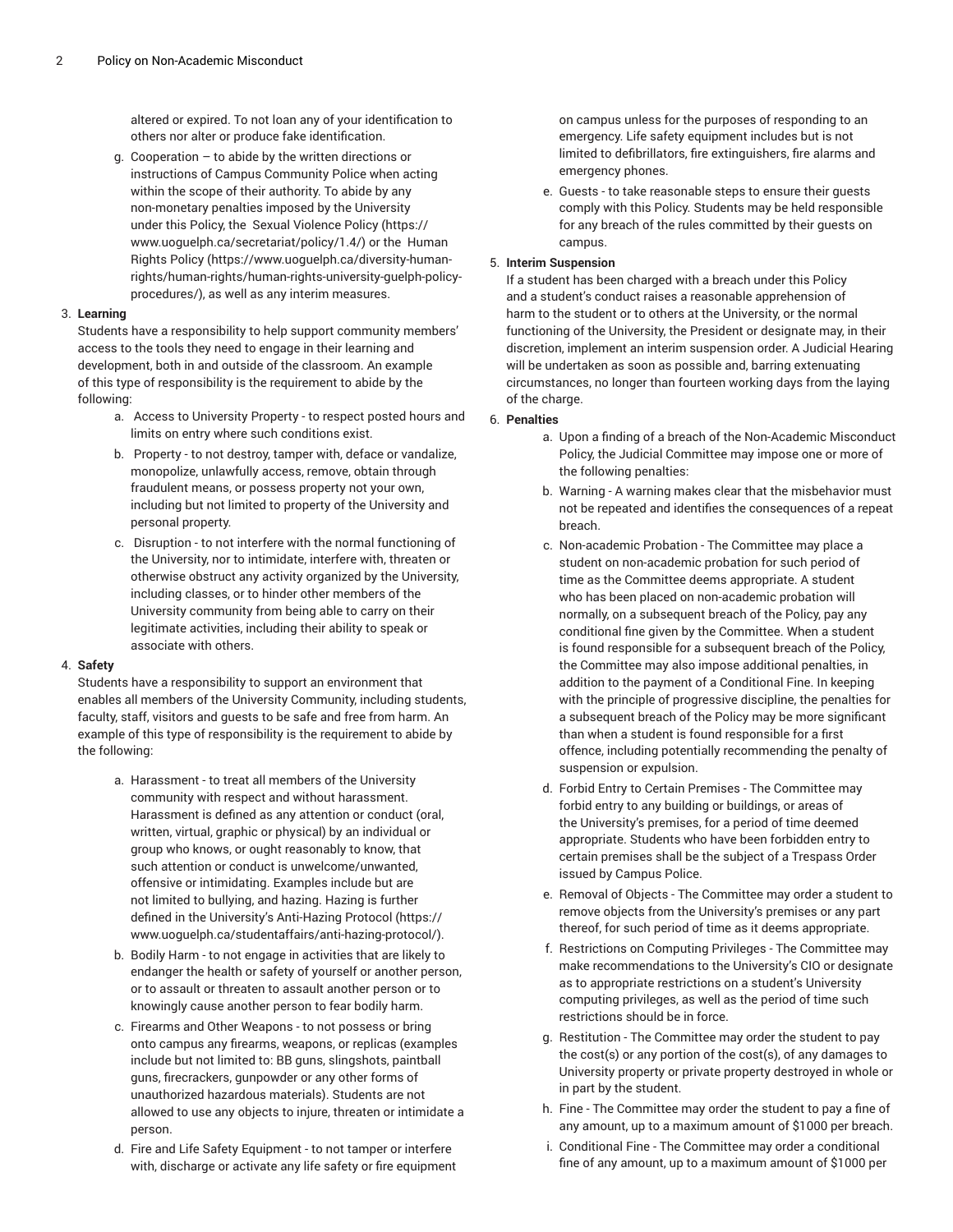altered or expired. To not loan any of your identification to others nor alter or produce fake identification.

g. Cooperation – to abide by the written directions or instructions of Campus Community Police when acting within the scope of their authority. To abide by any non-monetary penalties imposed by the University under this Policy, the Sexual Violence Policy (https://www.uoguelph.ca/secretariat/policy/1.4/) or the Human Rights Policy (https://www.uoguelph.ca/diversity-human-rights/human-rights/human-rights-university-guelph-policy-procedures/), as well as any interim measures.

3. **Learning**
Students have a responsibility to help support community members' access to the tools they need to engage in their learning and development, both in and outside of the classroom. An example of this type of responsibility is the requirement to abide by the following:
    a. Access to University Property - to respect posted hours and limits on entry where such conditions exist.
    b. Property - to not destroy, tamper with, deface or vandalize, monopolize, unlawfully access, remove, obtain through fraudulent means, or possess property not your own, including but not limited to property of the University and personal property.
    c. Disruption - to not interfere with the normal functioning of the University, nor to intimidate, interfere with, threaten or otherwise obstruct any activity organized by the University, including classes, or to hinder other members of the University community from being able to carry on their legitimate activities, including their ability to speak or associate with others.

4. **Safety**
Students have a responsibility to support an environment that enables all members of the University Community, including students, faculty, staff, visitors and guests to be safe and free from harm. An example of this type of responsibility is the requirement to abide by the following:
    a. Harassment - to treat all members of the University community with respect and without harassment. Harassment is defined as any attention or conduct (oral, written, virtual, graphic or physical) by an individual or group who knows, or ought reasonably to know, that such attention or conduct is unwelcome/unwanted, offensive or intimidating. Examples include but are not limited to bullying, and hazing. Hazing is further defined in the University's Anti-Hazing Protocol (https://www.uoguelph.ca/studentaffairs/anti-hazing-protocol/).
    b. Bodily Harm - to not engage in activities that are likely to endanger the health or safety of yourself or another person, or to assault or threaten to assault another person or to knowingly cause another person to fear bodily harm.
    c. Firearms and Other Weapons - to not possess or bring onto campus any firearms, weapons, or replicas (examples include but not limited to: BB guns, slingshots, paintball guns, firecrackers, gunpowder or any other forms of unauthorized hazardous materials). Students are not allowed to use any objects to injure, threaten or intimidate a person.
    d. Fire and Life Safety Equipment - to not tamper or interfere with, discharge or activate any life safety or fire equipment on campus unless for the purposes of responding to an emergency. Life safety equipment includes but is not limited to defibrillators, fire extinguishers, fire alarms and emergency phones.
    e. Guests - to take reasonable steps to ensure their guests comply with this Policy. Students may be held responsible for any breach of the rules committed by their guests on campus.

5. **Interim Suspension**
If a student has been charged with a breach under this Policy and a student's conduct raises a reasonable apprehension of harm to the student or to others at the University, or the normal functioning of the University, the President or designate may, in their discretion, implement an interim suspension order. A Judicial Hearing will be undertaken as soon as possible and, barring extenuating circumstances, no longer than fourteen working days from the laying of the charge.

6. **Penalties**
    a. Upon a finding of a breach of the Non-Academic Misconduct Policy, the Judicial Committee may impose one or more of the following penalties:
    b. Warning - A warning makes clear that the misbehavior must not be repeated and identifies the consequences of a repeat breach.
    c. Non-academic Probation - The Committee may place a student on non-academic probation for such period of time as the Committee deems appropriate. A student who has been placed on non-academic probation will normally, on a subsequent breach of the Policy, pay any conditional fine given by the Committee. When a student is found responsible for a subsequent breach of the Policy, the Committee may also impose additional penalties, in addition to the payment of a Conditional Fine. In keeping with the principle of progressive discipline, the penalties for a subsequent breach of the Policy may be more significant than when a student is found responsible for a first offence, including potentially recommending the penalty of suspension or expulsion.
    d. Forbid Entry to Certain Premises - The Committee may forbid entry to any building or buildings, or areas of the University's premises, for a period of time deemed appropriate. Students who have been forbidden entry to certain premises shall be the subject of a Trespass Order issued by Campus Police.
    e. Removal of Objects - The Committee may order a student to remove objects from the University's premises or any part thereof, for such period of time as it deems appropriate.
    f. Restrictions on Computing Privileges - The Committee may make recommendations to the University's CIO or designate as to appropriate restrictions on a student's University computing privileges, as well as the period of time such restrictions should be in force.
    g. Restitution - The Committee may order the student to pay the cost(s) or any portion of the cost(s), of any damages to University property or private property destroyed in whole or in part by the student.
    h. Fine - The Committee may order the student to pay a fine of any amount, up to a maximum amount of $1000 per breach.
    i. Conditional Fine - The Committee may order a conditional fine of any amount, up to a maximum amount of $1000 per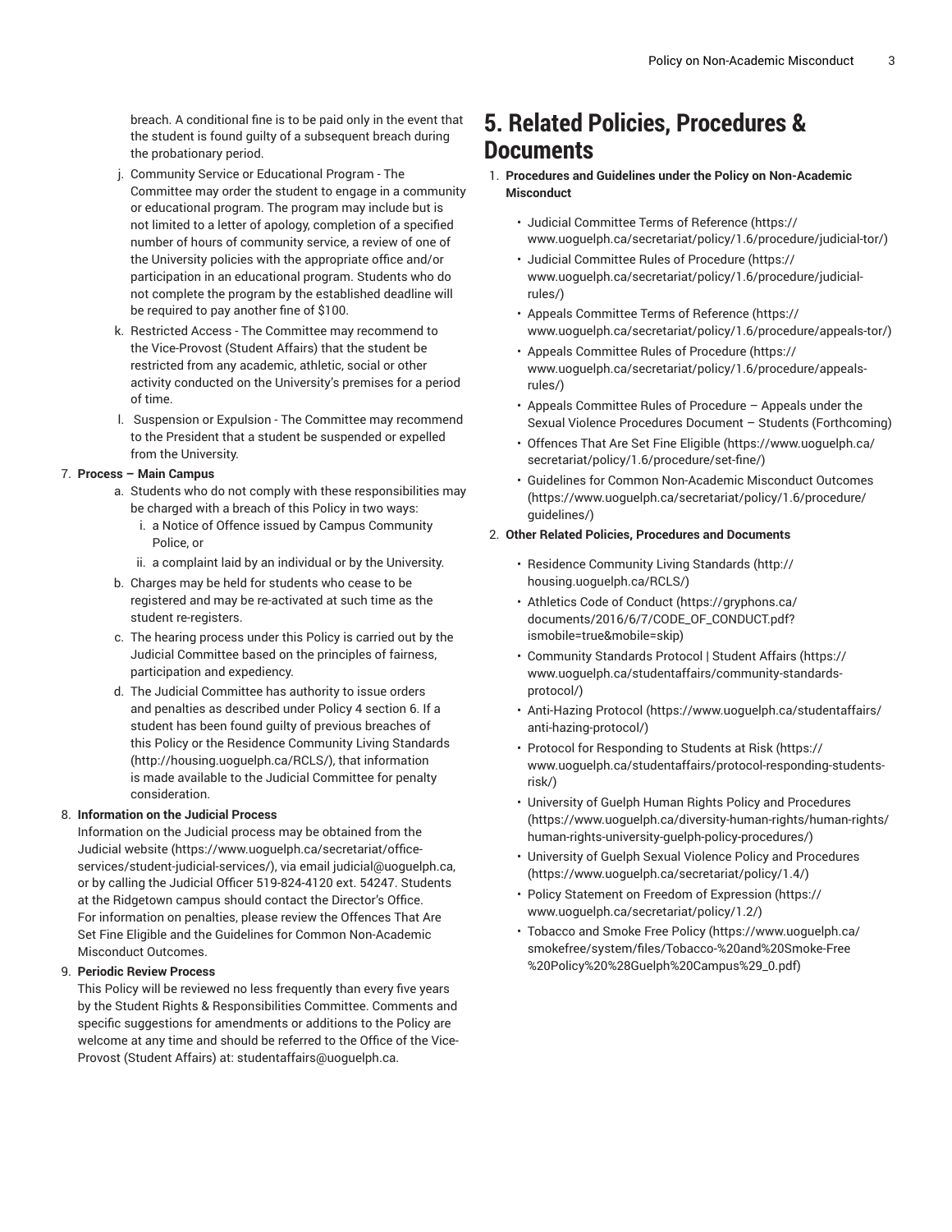breach. A conditional fine is to be paid only in the event that the student is found guilty of a subsequent breach during the probationary period.

j. Community Service or Educational Program - The Committee may order the student to engage in a community or educational program. The program may include but is not limited to a letter of apology, completion of a specified number of hours of community service, a review of one of the University policies with the appropriate office and/or participation in an educational program. Students who do not complete the program by the established deadline will be required to pay another fine of $100.

k. Restricted Access - The Committee may recommend to the Vice-Provost (Student Affairs) that the student be restricted from any academic, athletic, social or other activity conducted on the University's premises for a period of time.

l. Suspension or Expulsion - The Committee may recommend to the President that a student be suspended or expelled from the University.

7. **Process – Main Campus**
   a. Students who do not comply with these responsibilities may be charged with a breach of this Policy in two ways:
      i. a Notice of Offence issued by Campus Community Police, or
      ii. a complaint laid by an individual or by the University.
   b. Charges may be held for students who cease to be registered and may be re-activated at such time as the student re-registers.
   c. The hearing process under this Policy is carried out by the Judicial Committee based on the principles of fairness, participation and expediency.
   d. The Judicial Committee has authority to issue orders and penalties as described under Policy 4 section 6. If a student has been found guilty of previous breaches of this Policy or the Residence Community Living Standards (http://housing.uoguelph.ca/RCLS/), that information is made available to the Judicial Committee for penalty consideration.

8. **Information on the Judicial Process**
   Information on the Judicial process may be obtained from the Judicial website (https://www.uoguelph.ca/secretariat/office-services/student-judicial-services/), via email judicial@uoguelph.ca, or by calling the Judicial Officer 519-824-4120 ext. 54247. Students at the Ridgetown campus should contact the Director's Office. For information on penalties, please review the Offences That Are Set Fine Eligible and the Guidelines for Common Non-Academic Misconduct Outcomes.

9. **Periodic Review Process**
   This Policy will be reviewed no less frequently than every five years by the Student Rights & Responsibilities Committee. Comments and specific suggestions for amendments or additions to the Policy are welcome at any time and should be referred to the Office of the Vice-Provost (Student Affairs) at: studentaffairs@uoguelph.ca.

# 5. Related Policies, Procedures & Documents

1. **Procedures and Guidelines under the Policy on Non-Academic Misconduct**
   - Judicial Committee Terms of Reference (https://www.uoguelph.ca/secretariat/policy/1.6/procedure/judicial-tor/)
   - Judicial Committee Rules of Procedure (https://www.uoguelph.ca/secretariat/policy/1.6/procedure/judicial-rules/)
   - Appeals Committee Terms of Reference (https://www.uoguelph.ca/secretariat/policy/1.6/procedure/appeals-tor/)
   - Appeals Committee Rules of Procedure (https://www.uoguelph.ca/secretariat/policy/1.6/procedure/appeals-rules/)
   - Appeals Committee Rules of Procedure – Appeals under the Sexual Violence Procedures Document – Students (Forthcoming)
   - Offences That Are Set Fine Eligible (https://www.uoguelph.ca/secretariat/policy/1.6/procedure/set-fine/)
   - Guidelines for Common Non-Academic Misconduct Outcomes (https://www.uoguelph.ca/secretariat/policy/1.6/procedure/guidelines/)
2. **Other Related Policies, Procedures and Documents**
   - Residence Community Living Standards (http://housing.uoguelph.ca/RCLS/)
   - Athletics Code of Conduct (https://gryphons.ca/documents/2016/6/7/CODE_OF_CONDUCT.pdf?ismobile=true&mobile=skip)
   - Community Standards Protocol | Student Affairs (https://www.uoguelph.ca/studentaffairs/community-standards-protocol/)
   - Anti-Hazing Protocol (https://www.uoguelph.ca/studentaffairs/anti-hazing-protocol/)
   - Protocol for Responding to Students at Risk (https://www.uoguelph.ca/studentaffairs/protocol-responding-students-risk/)
   - University of Guelph Human Rights Policy and Procedures (https://www.uoguelph.ca/diversity-human-rights/human-rights/human-rights-university-guelph-policy-procedures/)
   - University of Guelph Sexual Violence Policy and Procedures (https://www.uoguelph.ca/secretariat/policy/1.4/)
   - Policy Statement on Freedom of Expression (https://www.uoguelph.ca/secretariat/policy/1.2/)
   - Tobacco and Smoke Free Policy (https://www.uoguelph.ca/smokefree/system/files/Tobacco-%20and%20Smoke-Free%20Policy%20%28Guelph%20Campus%29_0.pdf)